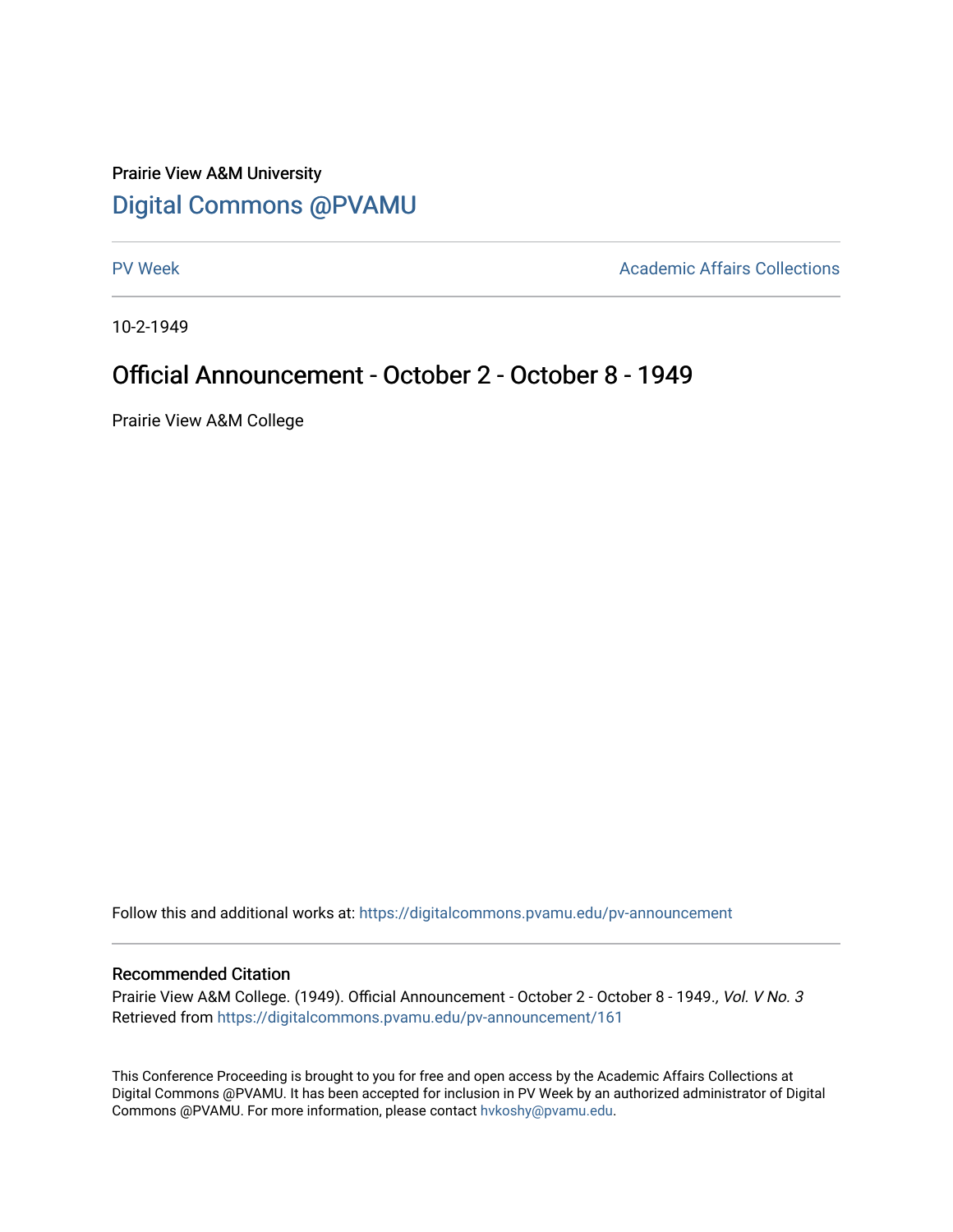Prairie View A&M University

# Digital Commons @PVAMU

PV Week | Academic Affairs Collections

10-2-1949

## Official Announcement - October 2 - October 8 - 1949

Prairie View A&M College

Follow this and additional works at: https://digitalcommons.pvamu.edu/pv-announcement

### Recommended Citation

Prairie View A&M College. (1949). Official Announcement - October 2 - October 8 - 1949., *Vol. V No. 3*
Retrieved from https://digitalcommons.pvamu.edu/pv-announcement/161

This Conference Proceeding is brought to you for free and open access by the Academic Affairs Collections at Digital Commons @PVAMU. It has been accepted for inclusion in PV Week by an authorized administrator of Digital Commons @PVAMU. For more information, please contact hvkoshy@pvamu.edu.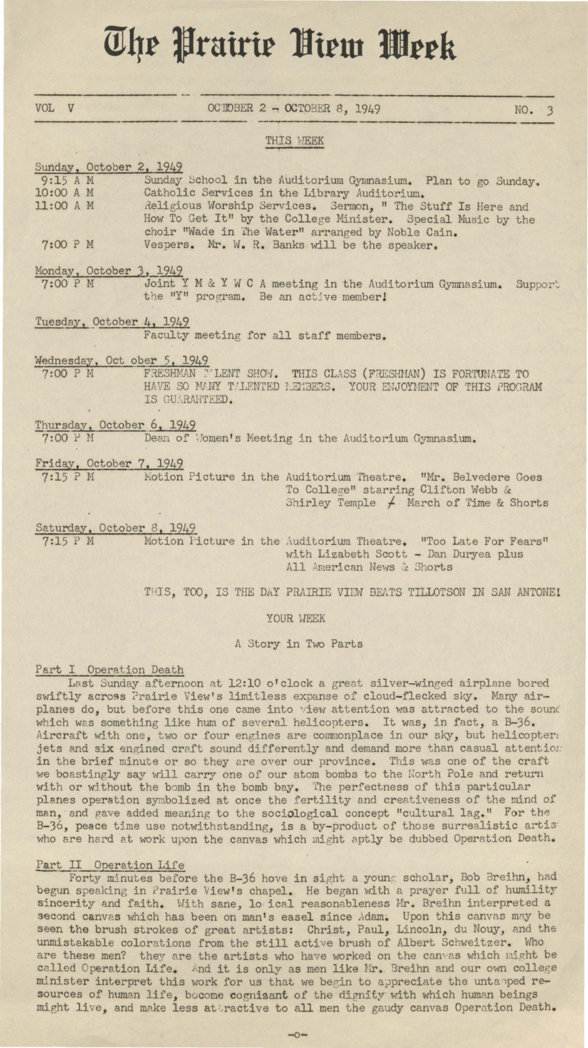# The Prairie View Week

VOL V | OCTOBER 2 - OCTOBER 8, 1949 | NO. 3

## THIS WEEK

**Sunday, October 2, 1949**

9:15 A M — Sunday School in the Auditorium Gymnasium. Plan to go Sunday.

10:00 A M — Catholic Services in the Library Auditorium.

11:00 A M — Religious Worship Services. Sermon, " The Stuff Is Here and How To Get It" by the College Minister. Special Music by the choir "Wade in The Water" arranged by Noble Cain.

7:00 P M — Vespers. Mr. W. R. Banks will be the speaker.

**Monday, October 3, 1949**

7:00 P M — Joint Y M & Y W C A meeting in the Auditorium Gymnasium. Support the "Y" program. Be an active member!

**Tuesday, October 4, 1949**

Faculty meeting for all staff members.

**Wednesday, October 5, 1949**

7:00 P M — FRESHMAN TALENT SHOW. THIS CLASS (FRESHMAN) IS FORTUNATE TO HAVE SO MANY TALENTED MEMBERS. YOUR ENJOYMENT OF THIS PROGRAM IS GUARANTEED.

**Thursday, October 6, 1949**

7:00 P M — Dean of Women's Meeting in the Auditorium Gymnasium.

**Friday, October 7, 1949**

7:15 P M — Motion Picture in the Auditorium Theatre. "Mr. Belvedere Goes To College" starring Clifton Webb & Shirley Temple + March of Time & Shorts

**Saturday, October 8, 1949**

7:15 P M — Motion Picture in the Auditorium Theatre. "Too Late For Fears" with Lizabeth Scott - Dan Duryea plus All American News & Shorts

THIS, TOO, IS THE DAY PRAIRIE VIEW BEATS TILLOTSON IN SAN ANTONE!

## YOUR WEEK

### A Story in Two Parts

**Part I Operation Death**

Last Sunday afternoon at 12:10 o'clock a great silver-winged airplane bored swiftly across Prairie View's limitless expanse of cloud-flecked sky. Many airplanes do, but before this one came into view attention was attracted to the sound which was something like hum of several helicopters. It was, in fact, a B-36. Aircraft with one, two or four engines are commonplace in our sky, but helicopters jets and six engined craft sound differently and demand more than casual attention in the brief minute or so they are over our province. This was one of the craft we boastingly say will carry one of our atom bombs to the North Pole and return with or without the bomb in the bomb bay. The perfectness of this particular planes operation symbolized at once the fertility and creativeness of the mind of man, and gave added meaning to the sociological concept "cultural lag." For the B-36, peace time use notwithstanding, is a by-product of those surrealistic artists who are hard at work upon the canvas which might aptly be dubbed Operation Death.

**Part II Operation Life**

Forty minutes before the B-36 hove in sight a young scholar, Bob Breihn, had begun speaking in Prairie View's chapel. He began with a prayer full of humility sincerity and faith. With sane, logical reasonableness Mr. Breihn interpreted a second canvas which has been on man's easel since Adam. Upon this canvas may be seen the brush strokes of great artists: Christ, Paul, Lincoln, du Nouy, and the unmistakable colorations from the still active brush of Albert Schweitzer. Who are these men? they are the artists who have worked on the canvas which might be called Operation Life. And it is only as men like Mr. Breihn and our own college minister interpret this work for us that we begin to appreciate the untapped resources of human life, become cognizant of the dignity with which human beings might live, and make less attractive to all men the gaudy canvas Operation Death.

-o-